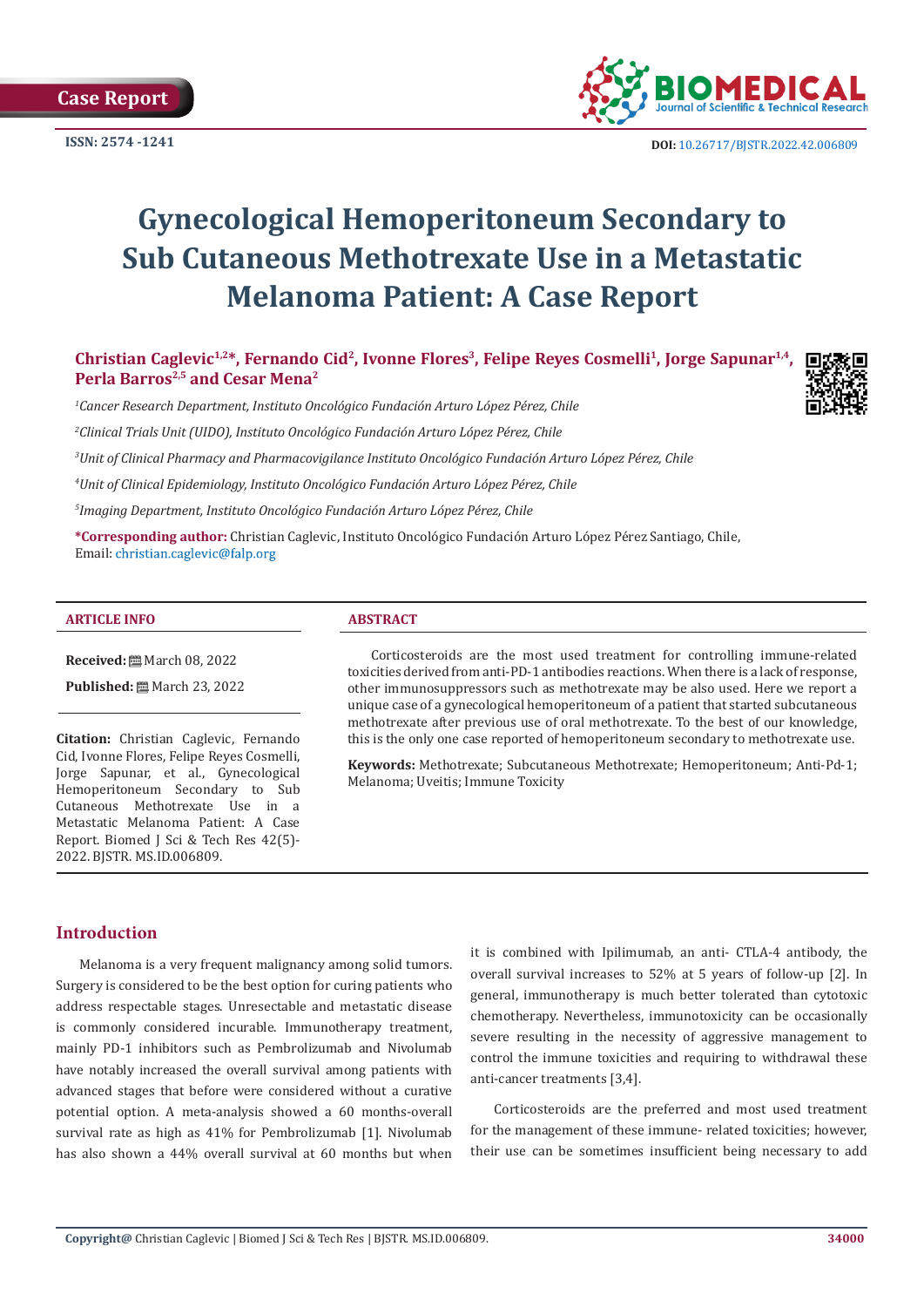Case Report

ISSN: 2574 -1241

DOI: 10.26717/BJSTR.2022.42.006809

# Gynecological Hemoperitoneum Secondary to Sub Cutaneous Methotrexate Use in a Metastatic Melanoma Patient: A Case Report

**Christian Caglevic[1,2]*, Fernando Cid[2], Ivonne Flores[3], Felipe Reyes Cosmelli[1], Jorge Sapunar[1,4], Perla Barros[2,5] and Cesar Mena[2]**

[1]*Cancer Research Department, Instituto Oncológico Fundación Arturo López Pérez, Chile*

[2]*Clinical Trials Unit (UIDO), Instituto Oncológico Fundación Arturo López Pérez, Chile*

[3]*Unit of Clinical Pharmacy and Pharmacovigilance Instituto Oncológico Fundación Arturo López Pérez, Chile*

[4]*Unit of Clinical Epidemiology, Instituto Oncológico Fundación Arturo López Pérez, Chile*

[5]*Imaging Department, Instituto Oncológico Fundación Arturo López Pérez, Chile*

**\*Corresponding author:** Christian Caglevic, Instituto Oncológico Fundación Arturo López Pérez Santiago, Chile, Email: christian.caglevic@falp.org

### ARTICLE INFO

**Received:** March 08, 2022

**Published:** March 23, 2022

**Citation:** Christian Caglevic, Fernando Cid, Ivonne Flores, Felipe Reyes Cosmelli, Jorge Sapunar, et al., Gynecological Hemoperitoneum Secondary to Sub Cutaneous Methotrexate Use in a Metastatic Melanoma Patient: A Case Report. Biomed J Sci & Tech Res 42(5)-2022. BJSTR. MS.ID.006809.

### ABSTRACT

Corticosteroids are the most used treatment for controlling immune-related toxicities derived from anti-PD-1 antibodies reactions. When there is a lack of response, other immunosuppressors such as methotrexate may be also used. Here we report a unique case of a gynecological hemoperitoneum of a patient that started subcutaneous methotrexate after previous use of oral methotrexate. To the best of our knowledge, this is the only one case reported of hemoperitoneum secondary to methotrexate use.

**Keywords:** Methotrexate; Subcutaneous Methotrexate; Hemoperitoneum; Anti-Pd-1; Melanoma; Uveitis; Immune Toxicity

## Introduction

Melanoma is a very frequent malignancy among solid tumors. Surgery is considered to be the best option for curing patients who address respectable stages. Unresectable and metastatic disease is commonly considered incurable. Immunotherapy treatment, mainly PD-1 inhibitors such as Pembrolizumab and Nivolumab have notably increased the overall survival among patients with advanced stages that before were considered without a curative potential option. A meta-analysis showed a 60 months-overall survival rate as high as 41% for Pembrolizumab [1]. Nivolumab has also shown a 44% overall survival at 60 months but when it is combined with Ipilimumab, an anti- CTLA-4 antibody, the overall survival increases to 52% at 5 years of follow-up [2]. In general, immunotherapy is much better tolerated than cytotoxic chemotherapy. Nevertheless, immunotoxicity can be occasionally severe resulting in the necessity of aggressive management to control the immune toxicities and requiring to withdrawal these anti-cancer treatments [3,4].

Corticosteroids are the preferred and most used treatment for the management of these immune- related toxicities; however, their use can be sometimes insufficient being necessary to add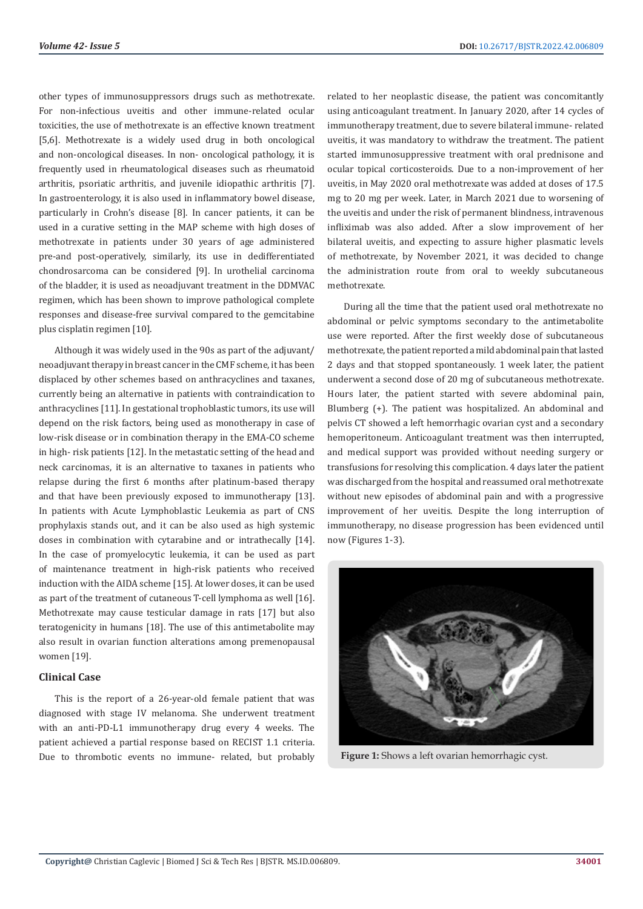other types of immunosuppressors drugs such as methotrexate. For non-infectious uveitis and other immune-related ocular toxicities, the use of methotrexate is an effective known treatment [5,6]. Methotrexate is a widely used drug in both oncological and non-oncological diseases. In non- oncological pathology, it is frequently used in rheumatological diseases such as rheumatoid arthritis, psoriatic arthritis, and juvenile idiopathic arthritis [7]. In gastroenterology, it is also used in inflammatory bowel disease, particularly in Crohn's disease [8]. In cancer patients, it can be used in a curative setting in the MAP scheme with high doses of methotrexate in patients under 30 years of age administered pre-and post-operatively, similarly, its use in dedifferentiated chondrosarcoma can be considered [9]. In urothelial carcinoma of the bladder, it is used as neoadjuvant treatment in the DDMVAC regimen, which has been shown to improve pathological complete responses and disease-free survival compared to the gemcitabine plus cisplatin regimen [10].

Although it was widely used in the 90s as part of the adjuvant/neoadjuvant therapy in breast cancer in the CMF scheme, it has been displaced by other schemes based on anthracyclines and taxanes, currently being an alternative in patients with contraindication to anthracyclines [11]. In gestational trophoblastic tumors, its use will depend on the risk factors, being used as monotherapy in case of low-risk disease or in combination therapy in the EMA-CO scheme in high- risk patients [12]. In the metastatic setting of the head and neck carcinomas, it is an alternative to taxanes in patients who relapse during the first 6 months after platinum-based therapy and that have been previously exposed to immunotherapy [13]. In patients with Acute Lymphoblastic Leukemia as part of CNS prophylaxis stands out, and it can be also used as high systemic doses in combination with cytarabine and or intrathecally [14]. In the case of promyelocytic leukemia, it can be used as part of maintenance treatment in high-risk patients who received induction with the AIDA scheme [15]. At lower doses, it can be used as part of the treatment of cutaneous T-cell lymphoma as well [16]. Methotrexate may cause testicular damage in rats [17] but also teratogenicity in humans [18]. The use of this antimetabolite may also result in ovarian function alterations among premenopausal women [19].

## Clinical Case

This is the report of a 26-year-old female patient that was diagnosed with stage IV melanoma. She underwent treatment with an anti-PD-L1 immunotherapy drug every 4 weeks. The patient achieved a partial response based on RECIST 1.1 criteria. Due to thrombotic events no immune- related, but probably related to her neoplastic disease, the patient was concomitantly using anticoagulant treatment. In January 2020, after 14 cycles of immunotherapy treatment, due to severe bilateral immune- related uveitis, it was mandatory to withdraw the treatment. The patient started immunosuppressive treatment with oral prednisone and ocular topical corticosteroids. Due to a non-improvement of her uveitis, in May 2020 oral methotrexate was added at doses of 17.5 mg to 20 mg per week. Later, in March 2021 due to worsening of the uveitis and under the risk of permanent blindness, intravenous infliximab was also added. After a slow improvement of her bilateral uveitis, and expecting to assure higher plasmatic levels of methotrexate, by November 2021, it was decided to change the administration route from oral to weekly subcutaneous methotrexate.

During all the time that the patient used oral methotrexate no abdominal or pelvic symptoms secondary to the antimetabolite use were reported. After the first weekly dose of subcutaneous methotrexate, the patient reported a mild abdominal pain that lasted 2 days and that stopped spontaneously. 1 week later, the patient underwent a second dose of 20 mg of subcutaneous methotrexate. Hours later, the patient started with severe abdominal pain, Blumberg (+). The patient was hospitalized. An abdominal and pelvis CT showed a left hemorrhagic ovarian cyst and a secondary hemoperitoneum. Anticoagulant treatment was then interrupted, and medical support was provided without needing surgery or transfusions for resolving this complication. 4 days later the patient was discharged from the hospital and reassumed oral methotrexate without new episodes of abdominal pain and with a progressive improvement of her uveitis. Despite the long interruption of immunotherapy, no disease progression has been evidenced until now (Figures 1-3).

**Figure 1:** Shows a left ovarian hemorrhagic cyst.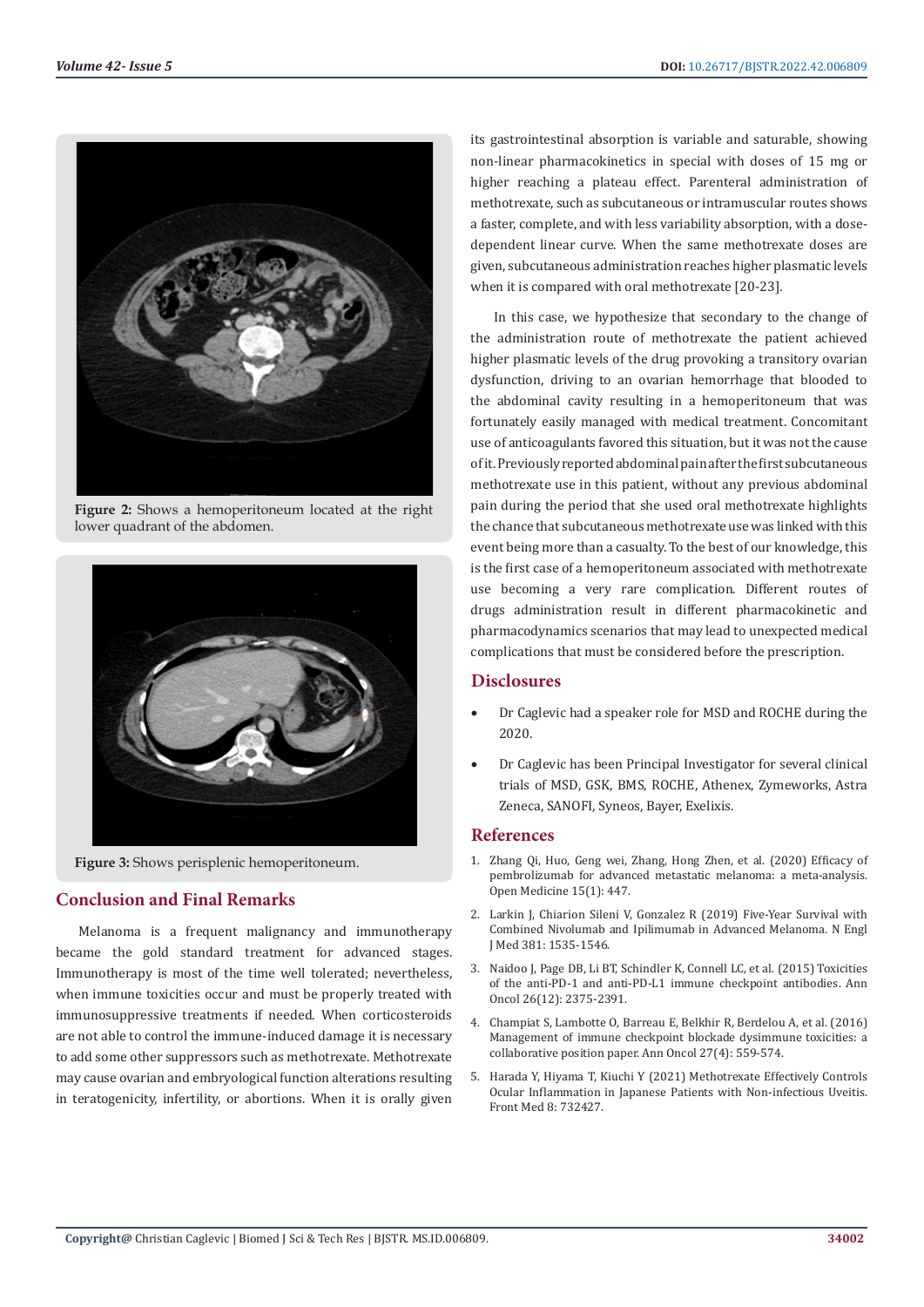**Figure 2:** Shows a hemoperitoneum located at the right lower quadrant of the abdomen.

**Figure 3:** Shows perisplenic hemoperitoneum.

## Conclusion and Final Remarks

Melanoma is a frequent malignancy and immunotherapy became the gold standard treatment for advanced stages. Immunotherapy is most of the time well tolerated; nevertheless, when immune toxicities occur and must be properly treated with immunosuppressive treatments if needed. When corticosteroids are not able to control the immune-induced damage it is necessary to add some other suppressors such as methotrexate. Methotrexate may cause ovarian and embryological function alterations resulting in teratogenicity, infertility, or abortions. When it is orally given its gastrointestinal absorption is variable and saturable, showing non-linear pharmacokinetics in special with doses of 15 mg or higher reaching a plateau effect. Parenteral administration of methotrexate, such as subcutaneous or intramuscular routes shows a faster, complete, and with less variability absorption, with a dose-dependent linear curve. When the same methotrexate doses are given, subcutaneous administration reaches higher plasmatic levels when it is compared with oral methotrexate [20-23].

In this case, we hypothesize that secondary to the change of the administration route of methotrexate the patient achieved higher plasmatic levels of the drug provoking a transitory ovarian dysfunction, driving to an ovarian hemorrhage that blooded to the abdominal cavity resulting in a hemoperitoneum that was fortunately easily managed with medical treatment. Concomitant use of anticoagulants favored this situation, but it was not the cause of it. Previously reported abdominal pain after the first subcutaneous methotrexate use in this patient, without any previous abdominal pain during the period that she used oral methotrexate highlights the chance that subcutaneous methotrexate use was linked with this event being more than a casualty. To the best of our knowledge, this is the first case of a hemoperitoneum associated with methotrexate use becoming a very rare complication. Different routes of drugs administration result in different pharmacokinetic and pharmacodynamics scenarios that may lead to unexpected medical complications that must be considered before the prescription.

## Disclosures

- Dr Caglevic had a speaker role for MSD and ROCHE during the 2020.
- Dr Caglevic has been Principal Investigator for several clinical trials of MSD, GSK, BMS, ROCHE, Athenex, Zymeworks, Astra Zeneca, SANOFI, Syneos, Bayer, Exelixis.

## References

1. Zhang Qi, Huo, Geng wei, Zhang, Hong Zhen, et al. (2020) Efficacy of pembrolizumab for advanced metastatic melanoma: a meta-analysis. Open Medicine 15(1): 447.
2. Larkin J, Chiarion Sileni V, Gonzalez R (2019) Five-Year Survival with Combined Nivolumab and Ipilimumab in Advanced Melanoma. N Engl J Med 381: 1535-1546.
3. Naidoo J, Page DB, Li BT, Schindler K, Connell LC, et al. (2015) Toxicities of the anti-PD-1 and anti-PD-L1 immune checkpoint antibodies. Ann Oncol 26(12): 2375-2391.
4. Champiat S, Lambotte O, Barreau E, Belkhir R, Berdelou A, et al. (2016) Management of immune checkpoint blockade dysimmune toxicities: a collaborative position paper. Ann Oncol 27(4): 559-574.
5. Harada Y, Hiyama T, Kiuchi Y (2021) Methotrexate Effectively Controls Ocular Inflammation in Japanese Patients with Non-infectious Uveitis. Front Med 8: 732427.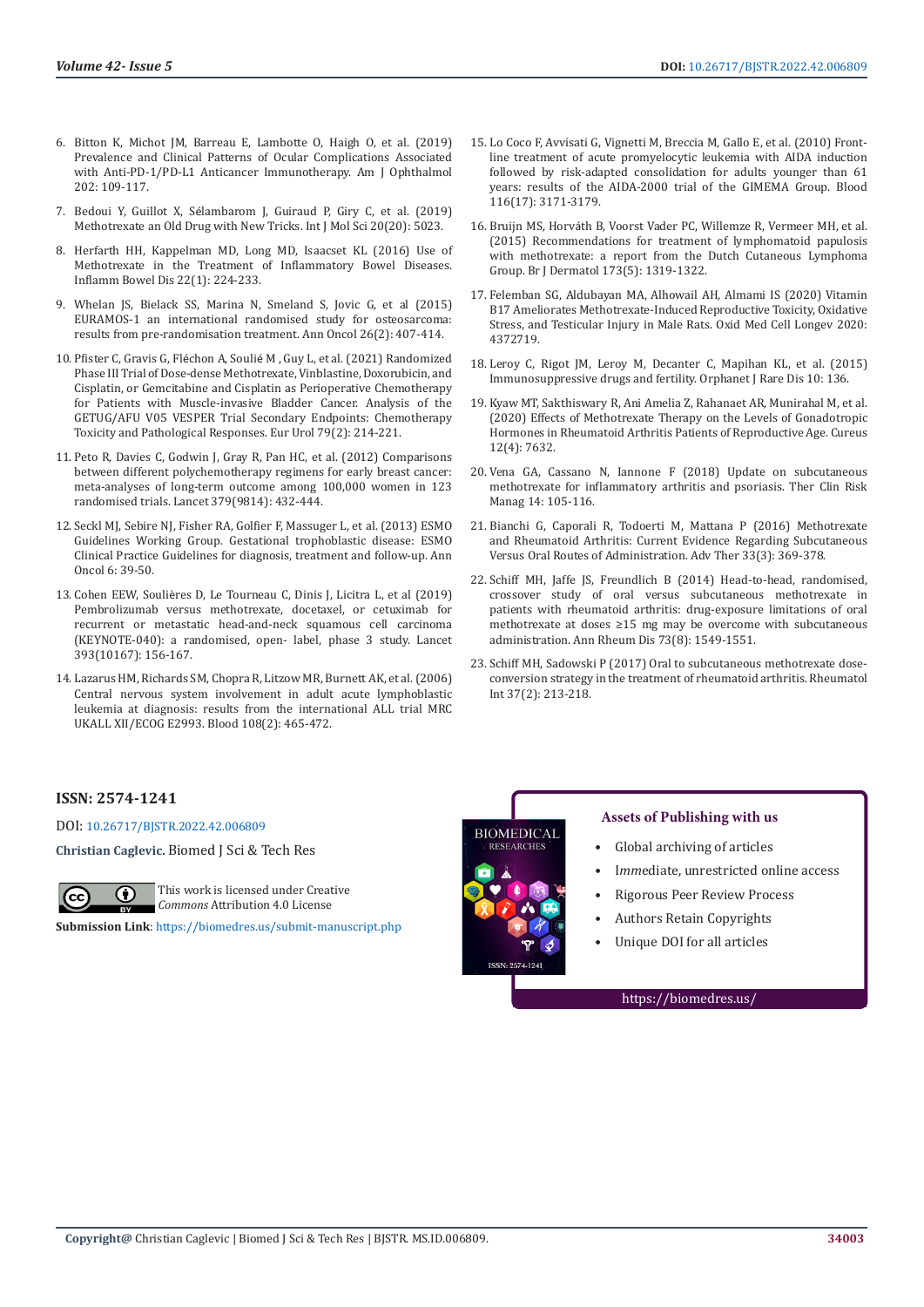6. Bitton K, Michot JM, Barreau E, Lambotte O, Haigh O, et al. (2019) Prevalence and Clinical Patterns of Ocular Complications Associated with Anti-PD-1/PD-L1 Anticancer Immunotherapy. Am J Ophthalmol 202: 109-117.
7. Bedoui Y, Guillot X, Sélambarom J, Guiraud P, Giry C, et al. (2019) Methotrexate an Old Drug with New Tricks. Int J Mol Sci 20(20): 5023.
8. Herfarth HH, Kappelman MD, Long MD, Isaacset KL (2016) Use of Methotrexate in the Treatment of Inflammatory Bowel Diseases. Inflamm Bowel Dis 22(1): 224-233.
9. Whelan JS, Bielack SS, Marina N, Smeland S, Jovic G, et al (2015) EURAMOS-1 an international randomised study for osteosarcoma: results from pre-randomisation treatment. Ann Oncol 26(2): 407-414.
10. Pfister C, Gravis G, Fléchon A, Soulié M , Guy L, et al. (2021) Randomized Phase III Trial of Dose-dense Methotrexate, Vinblastine, Doxorubicin, and Cisplatin, or Gemcitabine and Cisplatin as Perioperative Chemotherapy for Patients with Muscle-invasive Bladder Cancer. Analysis of the GETUG/AFU V05 VESPER Trial Secondary Endpoints: Chemotherapy Toxicity and Pathological Responses. Eur Urol 79(2): 214-221.
11. Peto R, Davies C, Godwin J, Gray R, Pan HC, et al. (2012) Comparisons between different polychemotherapy regimens for early breast cancer: meta-analyses of long-term outcome among 100,000 women in 123 randomised trials. Lancet 379(9814): 432-444.
12. Seckl MJ, Sebire NJ, Fisher RA, Golfier F, Massuger L, et al. (2013) ESMO Guidelines Working Group. Gestational trophoblastic disease: ESMO Clinical Practice Guidelines for diagnosis, treatment and follow-up. Ann Oncol 6: 39-50.
13. Cohen EEW, Soulières D, Le Tourneau C, Dinis J, Licitra L, et al (2019) Pembrolizumab versus methotrexate, docetaxel, or cetuximab for recurrent or metastatic head-and-neck squamous cell carcinoma (KEYNOTE-040): a randomised, open- label, phase 3 study. Lancet 393(10167): 156-167.
14. Lazarus HM, Richards SM, Chopra R, Litzow MR, Burnett AK, et al. (2006) Central nervous system involvement in adult acute lymphoblastic leukemia at diagnosis: results from the international ALL trial MRC UKALL XII/ECOG E2993. Blood 108(2): 465-472.
15. Lo Coco F, Avvisati G, Vignetti M, Breccia M, Gallo E, et al. (2010) Front-line treatment of acute promyelocytic leukemia with AIDA induction followed by risk-adapted consolidation for adults younger than 61 years: results of the AIDA-2000 trial of the GIMEMA Group. Blood 116(17): 3171-3179.
16. Bruijn MS, Horváth B, Voorst Vader PC, Willemze R, Vermeer MH, et al. (2015) Recommendations for treatment of lymphomatoid papulosis with methotrexate: a report from the Dutch Cutaneous Lymphoma Group. Br J Dermatol 173(5): 1319-1322.
17. Felemban SG, Aldubayan MA, Alhowail AH, Almami IS (2020) Vitamin B17 Ameliorates Methotrexate-Induced Reproductive Toxicity, Oxidative Stress, and Testicular Injury in Male Rats. Oxid Med Cell Longev 2020: 4372719.
18. Leroy C, Rigot JM, Leroy M, Decanter C, Mapihan KL, et al. (2015) Immunosuppressive drugs and fertility. Orphanet J Rare Dis 10: 136.
19. Kyaw MT, Sakthiswary R, Ani Amelia Z, Rahanaet AR, Munirahal M, et al. (2020) Effects of Methotrexate Therapy on the Levels of Gonadotropic Hormones in Rheumatoid Arthritis Patients of Reproductive Age. Cureus 12(4): 7632.
20. Vena GA, Cassano N, Iannone F (2018) Update on subcutaneous methotrexate for inflammatory arthritis and psoriasis. Ther Clin Risk Manag 14: 105-116.
21. Bianchi G, Caporali R, Todoerti M, Mattana P (2016) Methotrexate and Rheumatoid Arthritis: Current Evidence Regarding Subcutaneous Versus Oral Routes of Administration. Adv Ther 33(3): 369-378.
22. Schiff MH, Jaffe JS, Freundlich B (2014) Head-to-head, randomised, crossover study of oral versus subcutaneous methotrexate in patients with rheumatoid arthritis: drug-exposure limitations of oral methotrexate at doses ≥15 mg may be overcome with subcutaneous administration. Ann Rheum Dis 73(8): 1549-1551.
23. Schiff MH, Sadowski P (2017) Oral to subcutaneous methotrexate dose-conversion strategy in the treatment of rheumatoid arthritis. Rheumatol Int 37(2): 213-218.

**ISSN: 2574-1241**

DOI: 10.26717/BJSTR.2022.42.006809

**Christian Caglevic.** Biomed J Sci & Tech Res

This work is licensed under Creative *Commons* Attribution 4.0 License

**Submission Link**: https://biomedres.us/submit-manuscript.php

BIOMEDICAL RESEARCHES

ISSN: 2574-1241

**Assets of Publishing with us**

- Global archiving of articles
- Immediate, unrestricted online access
- Rigorous Peer Review Process
- Authors Retain Copyrights
- Unique DOI for all articles

https://biomedres.us/